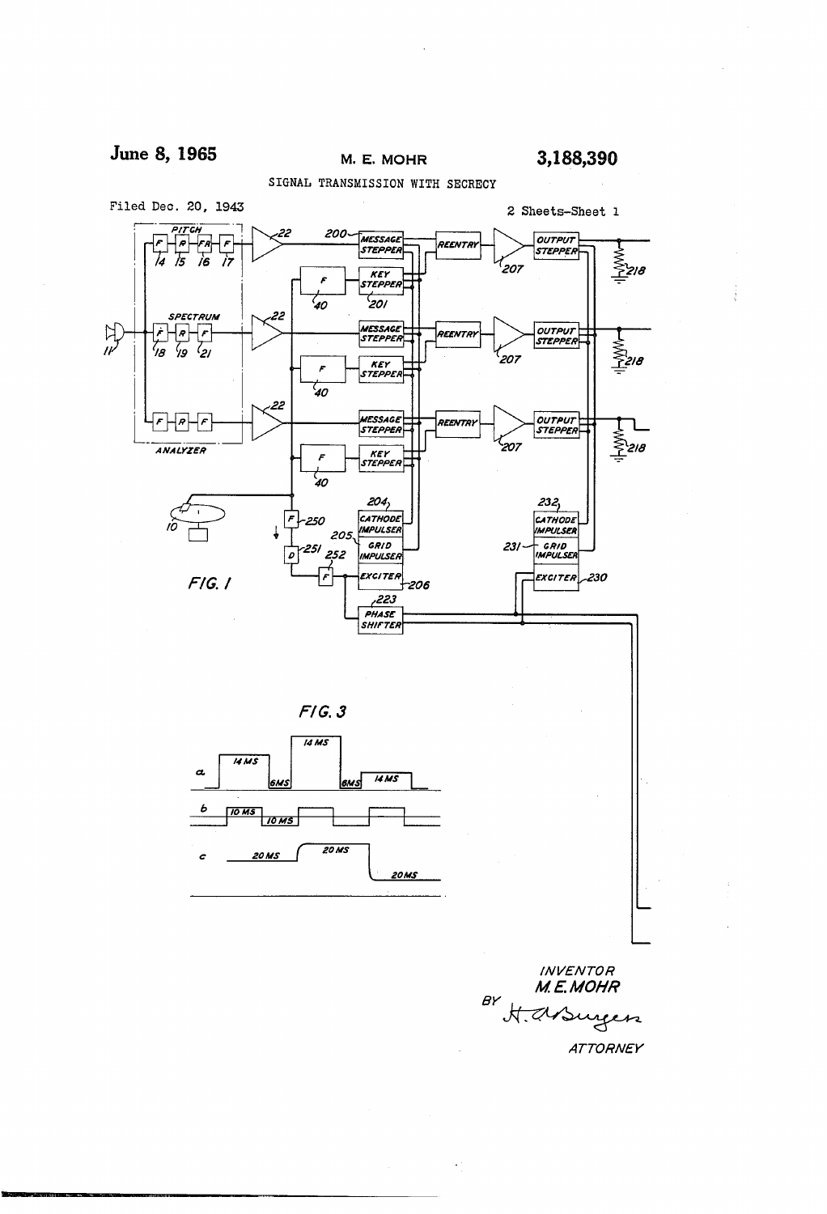June 8, 1965

M. E. MOHR

3,188,390

SIGNAL TRANSMISSION WITH SECRECY

Filed Dec. 20, 1943

2 Sheets-Sheet 1

FIG. 1

FIG. 3

INVENTOR
M. E. MOHR
BY H. A. Burgess
ATTORNEY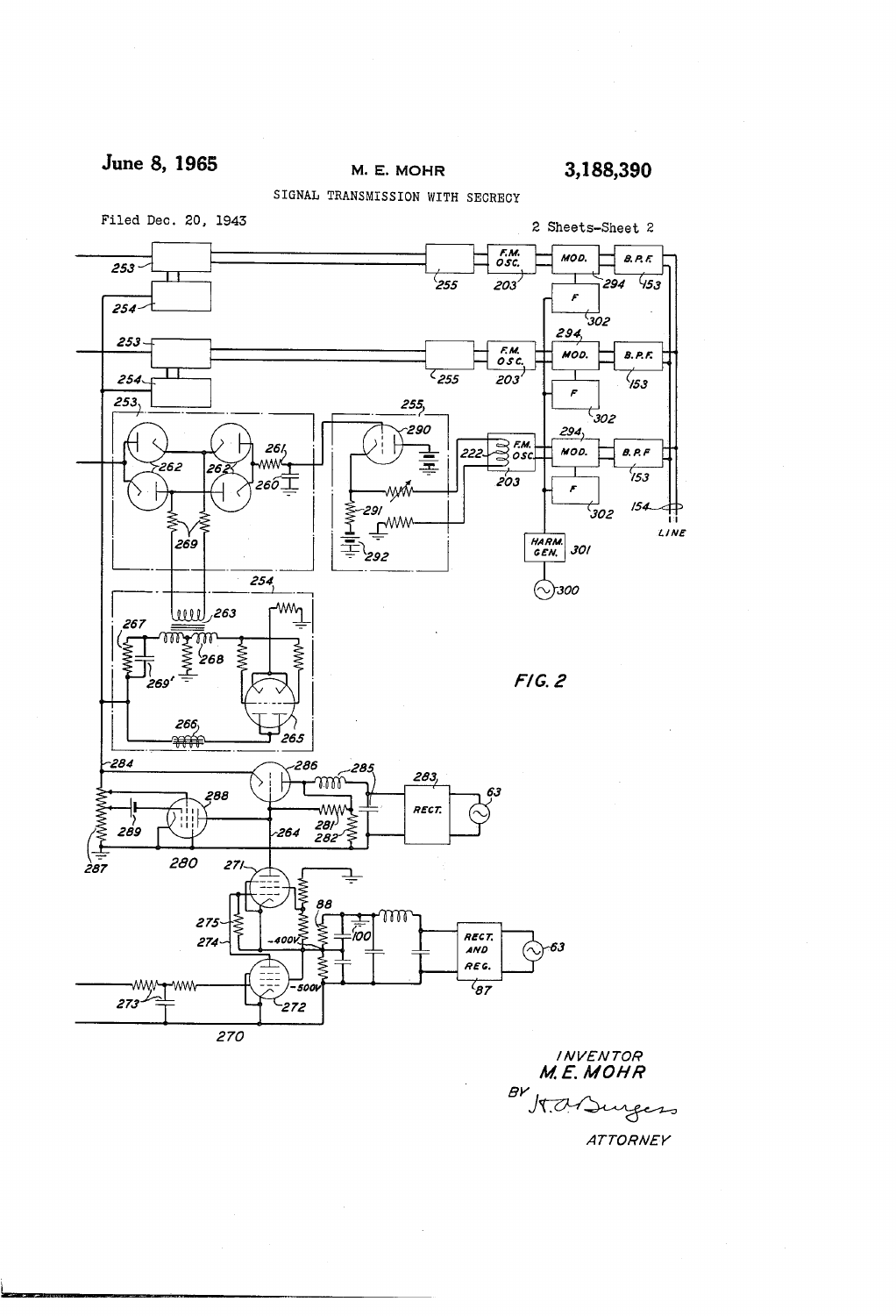June 8, 1965

M. E. MOHR

3,188,390

SIGNAL TRANSMISSION WITH SECRECY

Filed Dec. 20, 1943

2 Sheets-Sheet 2

FIG. 2

INVENTOR
M. E. MOHR

BY K. A. Burgess

ATTORNEY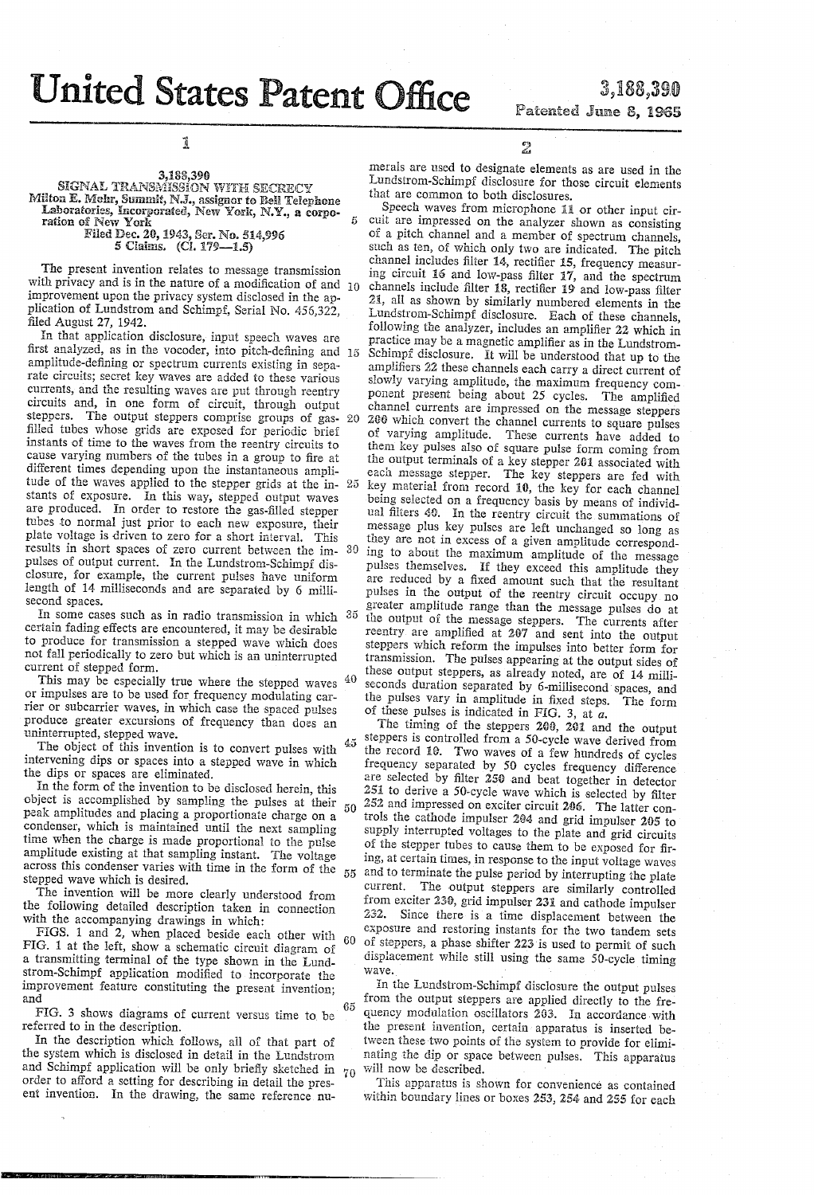# United States Patent Office

3,188,390
Patented June 8, 1965

## 3,188,390
## SIGNAL TRANSMISSION WITH SECRECY

Milton E. Mohr, Summit, N.J., assignor to Bell Telephone Laboratories, Incorporated, New York, N.Y., a corporation of New York

Filed Dec. 20, 1943, Ser. No. 514,996
5 Claims. (Cl. 179—1.5)

The present invention relates to message transmission with privacy and is in the nature of a modification of and improvement upon the privacy system disclosed in the application of Lundstrom and Schimpf, Serial No. 456,322, filed August 27, 1942.

In that application disclosure, input speech waves are first analyzed, as in the vocoder, into pitch-defining and amplitude-defining or spectrum currents existing in separate circuits; secret key waves are added to these various currents, and the resulting waves are put through reentry circuits and, in one form of circuit, through output steppers. The output steppers comprise groups of gas-filled tubes whose grids are exposed for periodic brief instants of time to the waves from the reentry circuits to cause varying numbers of the tubes in a group to fire at different times depending upon the instantaneous amplitude of the waves applied to the stepper grids at the instants of exposure. In this way, stepped output waves are produced. In order to restore the gas-filled stepper tubes to normal just prior to each new exposure, their plate voltage is driven to zero for a short interval. This results in short spaces of zero current between the impulses of output current. In the Lundstrom-Schimpf disclosure, for example, the current pulses have uniform length of 14 milliseconds and are separated by 6 millisecond spaces.

In some cases such as in radio transmission in which certain fading effects are encountered, it may be desirable to produce for transmission a stepped wave which does not fall periodically to zero but which is an uninterrupted current of stepped form.

This may be especially true where the stepped waves or impulses are to be used for frequency modulating carrier or subcarrier waves, in which case the spaced pulses produce greater excursions of frequency than does an uninterrupted, stepped wave.

The object of this invention is to convert pulses with intervening dips or spaces into a stepped wave in which the dips or spaces are eliminated.

In the form of the invention to be disclosed herein, this object is accomplished by sampling the pulses at their peak amplitudes and placing a proportionate charge on a condenser, which is maintained until the next sampling time when the charge is made proportional to the pulse amplitude existing at that sampling instant. The voltage across this condenser varies with time in the form of the stepped wave which is desired.

The invention will be more clearly understood from the following detailed description taken in connection with the accompanying drawings in which:

FIGS. 1 and 2, when placed beside each other with FIG. 1 at the left, show a schematic circuit diagram of a transmitting terminal of the type shown in the Lundstrom-Schimpf application modified to incorporate the improvement feature constituting the present invention; and

FIG. 3 shows diagrams of current versus time to be referred to in the description.

In the description which follows, all of that part of the system which is disclosed in detail in the Lundstrom and Schimpf application will be only briefly sketched in order to afford a setting for describing in detail the present invention. In the drawing, the same reference numerals are used to designate elements as are used in the Lundstrom-Schimpf disclosure for those circuit elements that are common to both disclosures.

Speech waves from microphone 11 or other input circuit are impressed on the analyzer shown as consisting of a pitch channel and a member of spectrum channels, such as ten, of which only two are indicated. The pitch channel includes filter 14, rectifier 15, frequency measuring circuit 16 and low-pass filter 17, and the spectrum channels include filter 18, rectifier 19 and low-pass filter 21, all as shown by similarly numbered elements in the Lundstrom-Schimpf disclosure. Each of these channels, following the analyzer, includes an amplifier 22 which in practice may be a magnetic amplifier as in the Lundstrom-Schimpf disclosure. It will be understood that up to the amplifiers 22 these channels each carry a direct current of slowly varying amplitude, the maximum frequency component present being about 25 cycles. The amplified channel currents are impressed on the message steppers 200 which convert the channel currents to square pulses of varying amplitude. These currents have added to them key pulses also of square pulse form coming from the output terminals of a key stepper 201 associated with each message stepper. The key steppers are fed with key material from record 10, the key for each channel being selected on a frequency basis by means of individual filters 40. In the reentry circuit the summations of message plus key pulses are left unchanged so long as they are not in excess of a given amplitude corresponding to about the maximum amplitude of the message pulses themselves. If they exceed this amplitude they are reduced by a fixed amount such that the resultant pulses in the output of the reentry circuit occupy no greater amplitude range than the message pulses do at the output of the message steppers. The currents after reentry are amplified at 207 and sent into the output steppers which reform the impulses into better form for transmission. The pulses appearing at the output sides of these output steppers, as already noted, are of 14 milliseconds duration separated by 6-millisecond spaces, and the pulses vary in amplitude in fixed steps. The form of these pulses is indicated in FIG. 3, at *a*.

The timing of the steppers 200, 201 and the output steppers is controlled from a 50-cycle wave derived from the record 10. Two waves of a few hundreds of cycles frequency separated by 50 cycles frequency difference are selected by filter 250 and beat together in detector 251 to derive a 50-cycle wave which is selected by filter 252 and impressed on exciter circuit 206. The latter controls the cathode impulser 204 and grid impulser 205 to supply interrupted voltages to the plate and grid circuits of the stepper tubes to cause them to be exposed for firing, at certain times, in response to the input voltage waves and to terminate the pulse period by interrupting the plate current. The output steppers are similarly controlled from exciter 230, grid impulser 231 and cathode impulser 232. Since there is a time displacement between the exposure and restoring instants for the two tandem sets of steppers, a phase shifter 223 is used to permit of such displacement while still using the same 50-cycle timing wave.

In the Lundstrom-Schimpf disclosure the output pulses from the output steppers are applied directly to the frequency modulation oscillators 263. In accordance with the present invention, certain apparatus is inserted between these two points of the system to provide for eliminating the dip or space between pulses. This apparatus will now be described.

This apparatus is shown for convenience as contained within boundary lines or boxes 253, 254 and 255 for each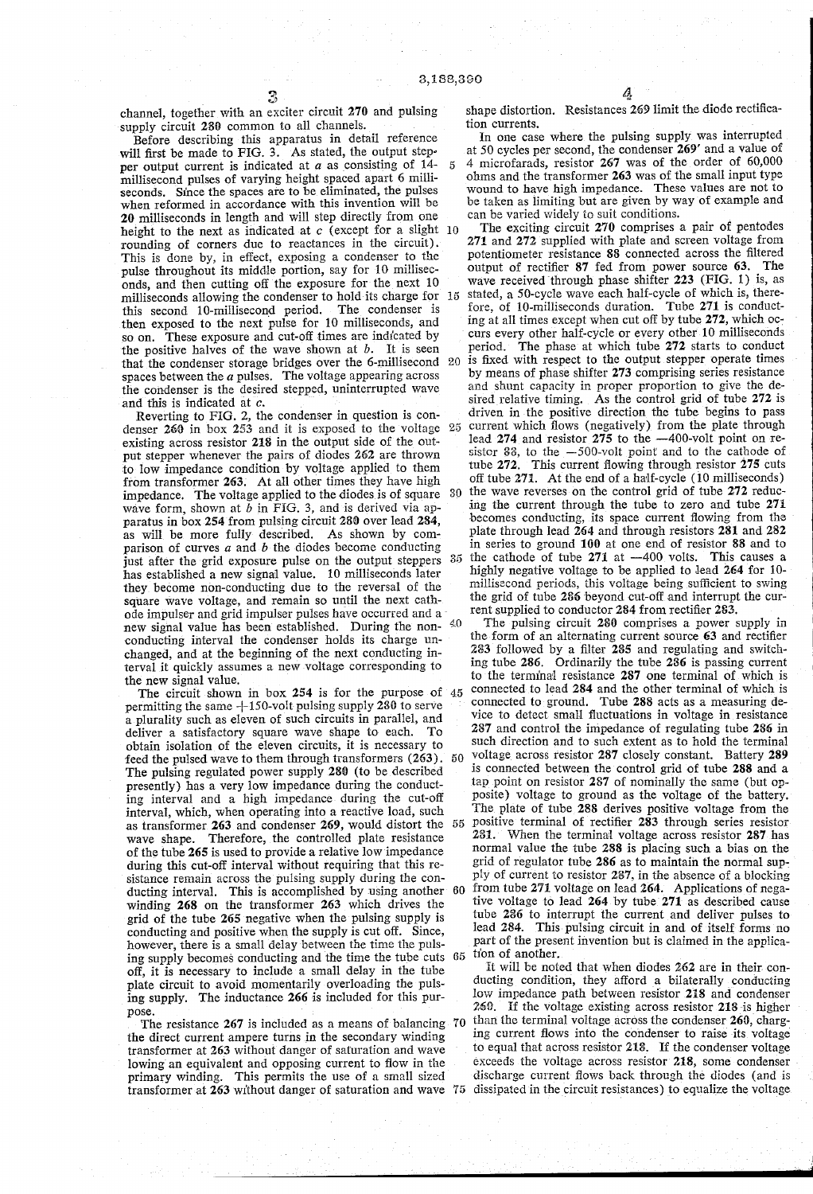channel, together with an exciter circuit 270 and pulsing supply circuit 280 common to all channels.

Before describing this apparatus in detail reference will first be made to FIG. 3. As stated, the output stepper output current is indicated at *a* as consisting of 14-millisecond pulses of varying height spaced apart 6 milliseconds. Since the spaces are to be eliminated, the pulses when reformed in accordance with this invention will be 20 milliseconds in length and will step directly from one height to the next as indicated at *c* (except for a slight rounding of corners due to reactances in the circuit). This is done by, in effect, exposing a condenser to the pulse throughout its middle portion, say for 10 milliseconds, and then cutting off the exposure for the next 10 milliseconds allowing the condenser to hold its charge for this second 10-millisecond period. The condenser is then exposed to the next pulse for 10 milliseconds, and so on. These exposure and cut-off times are indicated by the positive halves of the wave shown at *b*. It is seen that the condenser storage bridges over the 6-millisecond spaces between the *a* pulses. The voltage appearing across the condenser is the desired stepped, uninterrupted wave and this is indicated at *c*.

Reverting to FIG. 2, the condenser in question is condenser 260 in box 253 and it is exposed to the voltage existing across resistor 218 in the output side of the output stepper whenever the pairs of diodes 262 are thrown to low impedance condition by voltage applied to them from transformer 263. At all other times they have high impedance. The voltage applied to the diodes is of square wave form, shown at *b* in FIG. 3, and is derived via apparatus in box 254 from pulsing circuit 280 over lead 284, as will be more fully described. As shown by comparison of curves *a* and *b* the diodes become conducting just after the grid exposure pulse on the output steppers has established a new signal value. 10 milliseconds later they become non-conducting due to the reversal of the square wave voltage, and remain so until the next cathode impulser and grid impulser pulses have occurred and a new signal value has been established. During the non-conducting interval the condenser holds its charge unchanged, and at the beginning of the next conducting interval it quickly assumes a new voltage corresponding to the new signal value.

The circuit shown in box 254 is for the purpose of permitting the same +150-volt pulsing supply 280 to serve a plurality such as eleven of such circuits in parallel, and deliver a satisfactory square wave shape to each. To obtain isolation of the eleven circuits, it is necessary to feed the pulsed wave to them through transformers (263). The pulsing regulated power supply 280 (to be described presently) has a very low impedance during the conducting interval and a high impedance during the cut-off interval, which, when operating into a reactive load, such as transformer 263 and condenser 269, would distort the wave shape. Therefore, the controlled plate resistance of the tube 265 is used to provide a relative low impedance during this cut-off interval without requiring that this resistance remain across the pulsing supply during the conducting interval. This is accomplished by using another winding 268 on the transformer 263 which drives the grid of the tube 265 negative when the pulsing supply is conducting and positive when the supply is cut off. Since, however, there is a small delay between the time the pulsing supply becomes conducting and the time the tube cuts off, it is necessary to include a small delay in the tube plate circuit to avoid momentarily overloading the pulsing supply. The inductance 266 is included for this purpose.

The resistance 267 is included as a means of balancing the direct current ampere turns in the secondary winding transformer at 263 without danger of saturation and wave lowing an equivalent and opposing current to flow in the primary winding. This permits the use of a small sized transformer at 263 without danger of saturation and wave shape distortion. Resistances 269 limit the diode rectification currents.

In one case where the pulsing supply was interrupted at 50 cycles per second, the condenser 269' and a value of 4 microfarads, resistor 267 was of the order of 60,000 ohms and the transformer 263 was of the small input type wound to have high impedance. These values are not to be taken as limiting but are given by way of example and can be varied widely to suit conditions.

The exciting circuit 270 comprises a pair of pentodes 271 and 272 supplied with plate and screen voltage from potentiometer resistance 88 connected across the filtered output of rectifier 87 fed from power source 63. The wave received through phase shifter 223 (FIG. 1) is, as stated, a 50-cycle wave each half-cycle of which is, therefore, of 10-milliseconds duration. Tube 271 is conducting at all times except when cut off by tube 272, which occurs every other half-cycle or every other 10 milliseconds period. The phase at which tube 272 starts to conduct is fixed with respect to the output stepper operate times by means of phase shifter 273 comprising series resistance and shunt capacity in proper proportion to give the desired relative timing. As the control grid of tube 272 is driven in the positive direction the tube begins to pass current which flows (negatively) from the plate through lead 274 and resistor 275 to the −400-volt point on resistor 88, to the −500-volt point and to the cathode of tube 272. This current flowing through resistor 275 cuts off tube 271. At the end of a half-cycle (10 milliseconds) the wave reverses on the control grid of tube 272 reducing the current through the tube to zero and tube 271 becomes conducting, its space current flowing from the plate through lead 264 and through resistors 281 and 282 in series to ground 100 at one end of resistor 88 and to the cathode of tube 271 at −400 volts. This causes a highly negative voltage to be applied to lead 264 for 10-millisecond periods, this voltage being sufficient to swing the grid of tube 286 beyond cut-off and interrupt the current supplied to conductor 284 from rectifier 283.

The pulsing circuit 280 comprises a power supply in the form of an alternating current source 63 and rectifier 283 followed by a filter 285 and regulating and switching tube 286. Ordinarily the tube 286 is passing current to the terminal resistance 287 one terminal of which is connected to lead 284 and the other terminal of which is connected to ground. Tube 288 acts as a measuring device to detect small fluctuations in voltage in resistance 287 and control the impedance of regulating tube 286 in such direction and to such extent as to hold the terminal voltage across resistor 287 closely constant. Battery 289 is connected between the control grid of tube 288 and a tap point on resistor 287 of nominally the same (but opposite) voltage to ground as the voltage of the battery. The plate of tube 288 derives positive voltage from the positive terminal of rectifier 283 through series resistor 281. When the terminal voltage across resistor 287 has normal value the tube 288 is placing such a bias on the grid of regulator tube 286 as to maintain the normal supply of current to resistor 287, in the absence of a blocking from tube 271 voltage on lead 264. Applications of negative voltage to lead 264 by tube 271 as described cause tube 286 to interrupt the current and deliver pulses to lead 284. This pulsing circuit in and of itself forms no part of the present invention but is claimed in the application of another.

It will be noted that when diodes 262 are in their conducting condition, they afford a bilaterally conducting low impedance path between resistor 218 and condenser 260. If the voltage existing across resistor 218 is higher than the terminal voltage across the condenser 260, charging current flows into the condenser to raise its voltage to equal that across resistor 218. If the condenser voltage exceeds the voltage across resistor 218, some condenser discharge current flows back through the diodes (and is dissipated in the circuit resistances) to equalize the voltage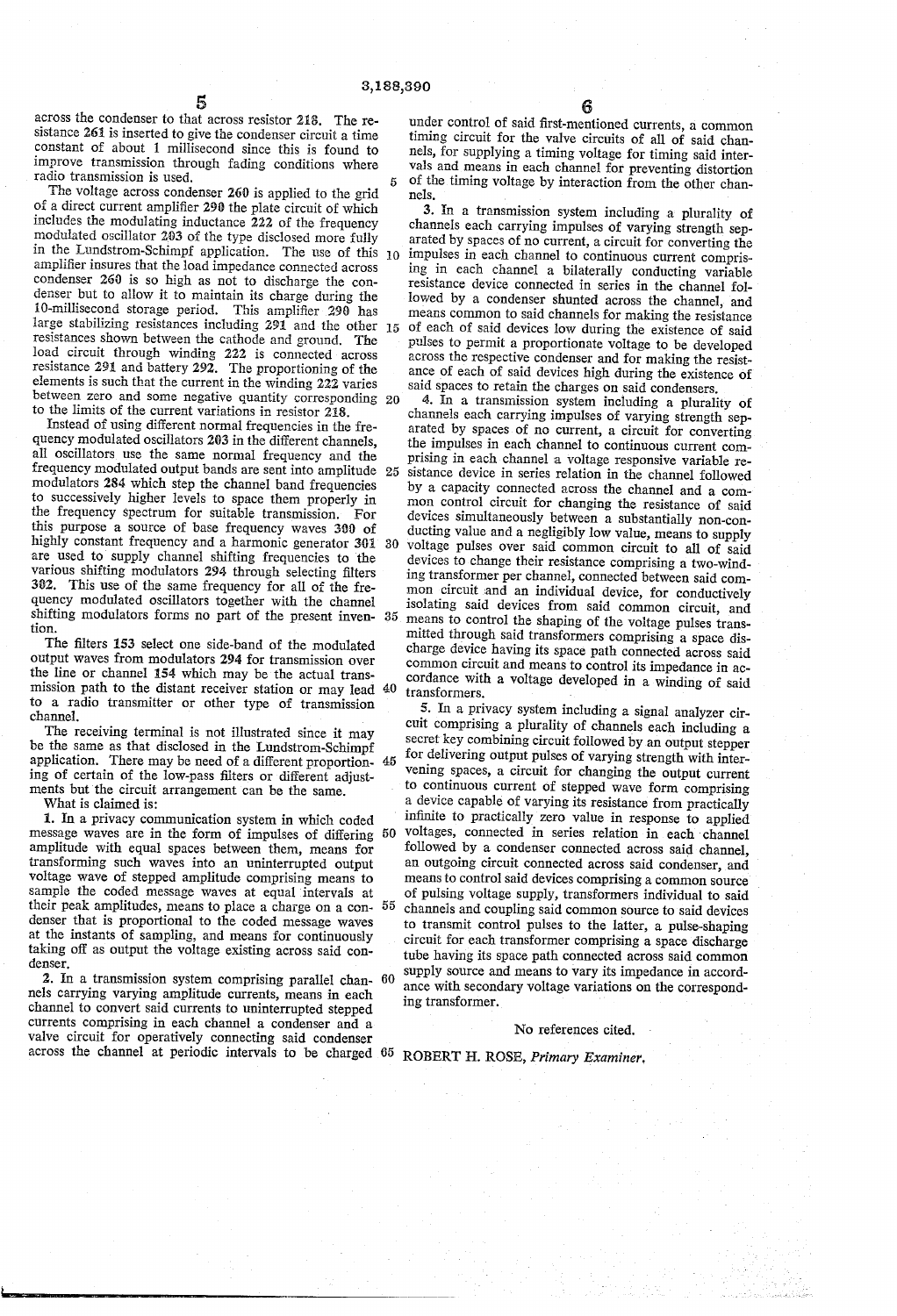across the condenser to that across resistor 218. The resistance 261 is inserted to give the condenser circuit a time constant of about 1 millisecond since this is found to improve transmission through fading conditions where radio transmission is used.

The voltage across condenser 260 is applied to the grid of a direct current amplifier 290 the plate circuit of which includes the modulating inductance 222 of the frequency modulated oscillator 203 of the type disclosed more fully in the Lundstrom-Schimpf application. The use of this amplifier insures that the load impedance connected across condenser 260 is so high as not to discharge the condenser but to allow it to maintain its charge during the 10-millisecond storage period. This amplifier 290 has large stabilizing resistances including 291 and the other resistances shown between the cathode and ground. The load circuit through winding 222 is connected across resistance 291 and battery 292. The proportioning of the elements is such that the current in the winding 222 varies between zero and some negative quantity corresponding to the limits of the current variations in resistor 218.

Instead of using different normal frequencies in the frequency modulated oscillators 203 in the different channels, all oscillators use the same normal frequency and the frequency modulated output bands are sent into amplitude modulators 284 which step the channel band frequencies to successively higher levels to space them properly in the frequency spectrum for suitable transmission. For this purpose a source of base frequency waves 300 of highly constant frequency and a harmonic generator 301 are used to supply channel shifting frequencies to the various shifting modulators 294 through selecting filters 302. This use of the same frequency for all of the frequency modulated oscillators together with the channel shifting modulators forms no part of the present invention.

The filters 153 select one side-band of the modulated output waves from modulators 294 for transmission over the line or channel 154 which may be the actual transmission path to the distant receiver station or may lead to a radio transmitter or other type of transmission channel.

The receiving terminal is not illustrated since it may be the same as that disclosed in the Lundstrom-Schimpf application. There may be need of a different proportioning of certain of the low-pass filters or different adjustments but the circuit arrangement can be the same.

What is claimed is:

1. In a privacy communication system in which coded message waves are in the form of impulses of differing amplitude with equal spaces between them, means for transforming such waves into an uninterrupted output voltage wave of stepped amplitude comprising means to sample the coded message waves at equal intervals at their peak amplitudes, means to place a charge on a condenser that is proportional to the coded message waves at the instants of sampling, and means for continuously taking off as output the voltage existing across said condenser.

2. In a transmission system comprising parallel channels carrying varying amplitude currents, means in each channel to convert said currents to uninterrupted stepped currents comprising in each channel a condenser and a valve circuit for operatively connecting said condenser across the channel at periodic intervals to be charged under control of said first-mentioned currents, a common timing circuit for the valve circuits of all of said channels, for supplying a timing voltage for timing said intervals and means in each channel for preventing distortion of the timing voltage by interaction from the other channels.

3. In a transmission system including a plurality of channels each carrying impulses of varying strength separated by spaces of no current, a circuit for converting the impulses in each channel to continuous current comprising in each channel a bilaterally conducting variable resistance device connected in series in the channel followed by a condenser shunted across the channel, and means common to said channels for making the resistance of each of said devices low during the existence of said pulses to permit a proportionate voltage to be developed across the respective condenser and for making the resistance of each of said devices high during the existence of said spaces to retain the charges on said condensers.

4. In a transmission system including a plurality of channels each carrying impulses of varying strength separated by spaces of no current, a circuit for converting the impulses in each channel to continuous current comprising in each channel a voltage responsive variable resistance device in series relation in the channel followed by a capacity connected across the channel and a common control circuit for changing the resistance of said devices simultaneously between a substantially non-conducting value and a negligibly low value, means to supply voltage pulses over said common circuit to all of said devices to change their resistance comprising a two-winding transformer per channel, connected between said common circuit and an individual device, for conductively isolating said devices from said common circuit, and means to control the shaping of the voltage pulses transmitted through said transformers comprising a space discharge device having its space path connected across said common circuit and means to control its impedance in accordance with a voltage developed in a winding of said transformers.

5. In a privacy system including a signal analyzer circuit comprising a plurality of channels each including a secret key combining circuit followed by an output stepper for delivering output pulses of varying strength with intervening spaces, a circuit for changing the output current to continuous current of stepped wave form comprising a device capable of varying its resistance from practically infinite to practically zero value in response to applied voltages, connected in series relation in each channel followed by a condenser connected across said channel, an outgoing circuit connected across said condenser, and means to control said devices comprising a common source of pulsing voltage supply, transformers individual to said channels and coupling said common source to said devices to transmit control pulses to the latter, a pulse-shaping circuit for each transformer comprising a space discharge tube having its space path connected across said common supply source and means to vary its impedance in accordance with secondary voltage variations on the corresponding transformer.

No references cited.

ROBERT H. ROSE, *Primary Examiner.*